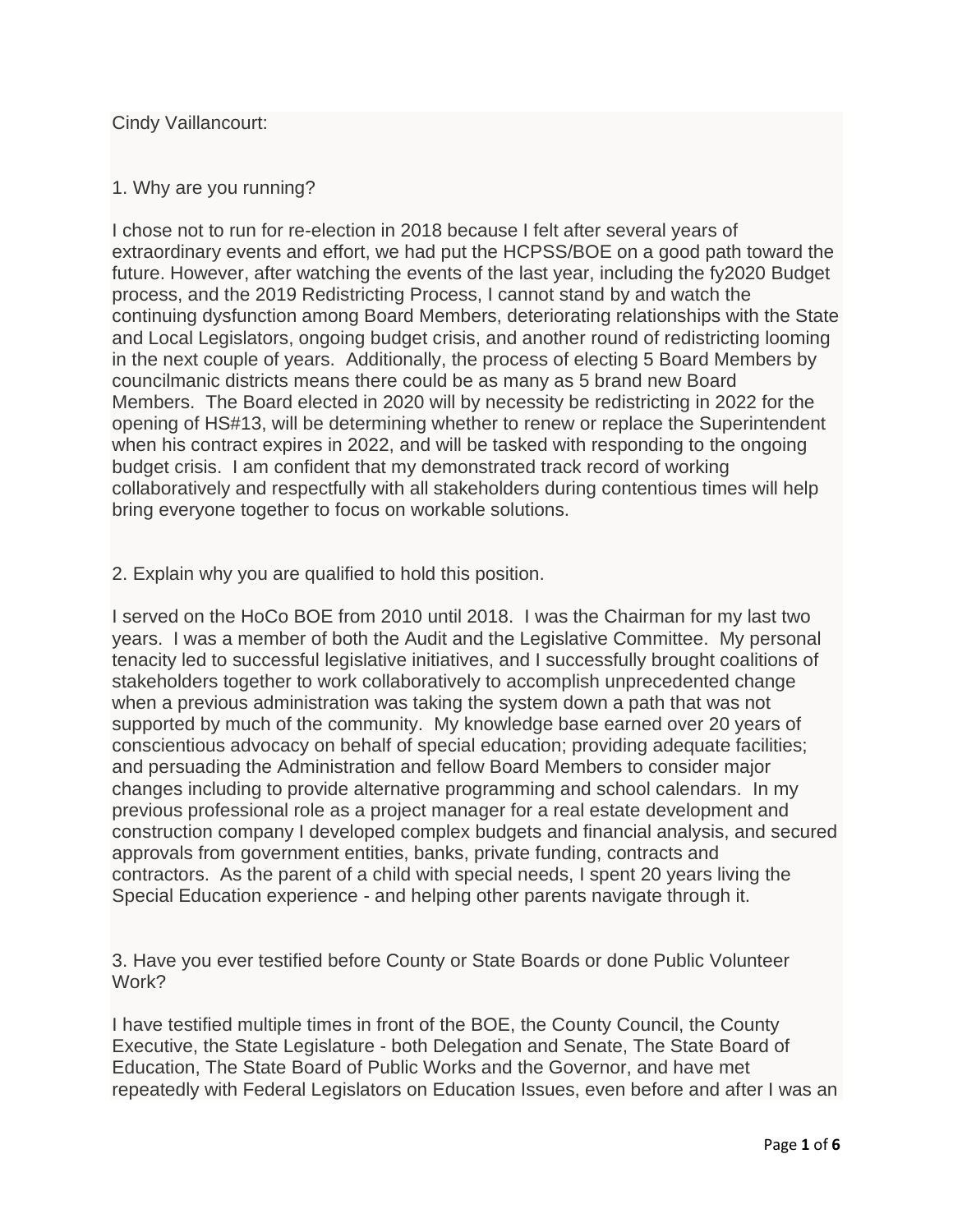Cindy Vaillancourt:

1. Why are you running?

I chose not to run for re-election in 2018 because I felt after several years of extraordinary events and effort, we had put the HCPSS/BOE on a good path toward the future. However, after watching the events of the last year, including the fy2020 Budget process, and the 2019 Redistricting Process, I cannot stand by and watch the continuing dysfunction among Board Members, deteriorating relationships with the State and Local Legislators, ongoing budget crisis, and another round of redistricting looming in the next couple of years. Additionally, the process of electing 5 Board Members by councilmanic districts means there could be as many as 5 brand new Board Members. The Board elected in 2020 will by necessity be redistricting in 2022 for the opening of HS#13, will be determining whether to renew or replace the Superintendent when his contract expires in 2022, and will be tasked with responding to the ongoing budget crisis. I am confident that my demonstrated track record of working collaboratively and respectfully with all stakeholders during contentious times will help bring everyone together to focus on workable solutions.

2. Explain why you are qualified to hold this position.

I served on the HoCo BOE from 2010 until 2018. I was the Chairman for my last two years. I was a member of both the Audit and the Legislative Committee. My personal tenacity led to successful legislative initiatives, and I successfully brought coalitions of stakeholders together to work collaboratively to accomplish unprecedented change when a previous administration was taking the system down a path that was not supported by much of the community. My knowledge base earned over 20 years of conscientious advocacy on behalf of special education; providing adequate facilities; and persuading the Administration and fellow Board Members to consider major changes including to provide alternative programming and school calendars. In my previous professional role as a project manager for a real estate development and construction company I developed complex budgets and financial analysis, and secured approvals from government entities, banks, private funding, contracts and contractors. As the parent of a child with special needs, I spent 20 years living the Special Education experience - and helping other parents navigate through it.

3. Have you ever testified before County or State Boards or done Public Volunteer Work?

I have testified multiple times in front of the BOE, the County Council, the County Executive, the State Legislature - both Delegation and Senate, The State Board of Education, The State Board of Public Works and the Governor, and have met repeatedly with Federal Legislators on Education Issues, even before and after I was an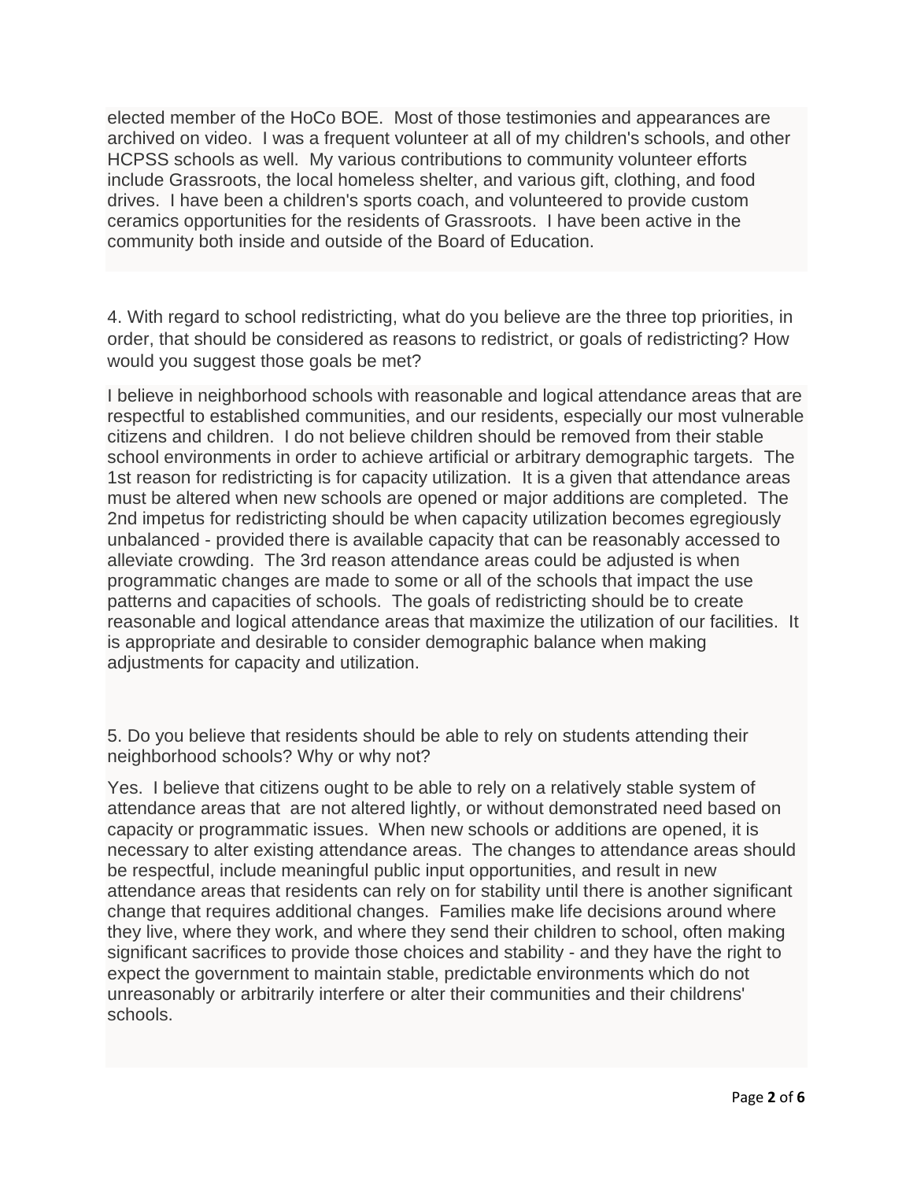elected member of the HoCo BOE.  Most of those testimonies and appearances are archived on video.  I was a frequent volunteer at all of my children's schools, and other HCPSS schools as well.  My various contributions to community volunteer efforts include Grassroots, the local homeless shelter, and various gift, clothing, and food drives.  I have been a children's sports coach, and volunteered to provide custom ceramics opportunities for the residents of Grassroots.  I have been active in the community both inside and outside of the Board of Education.

4. With regard to school redistricting, what do you believe are the three top priorities, in order, that should be considered as reasons to redistrict, or goals of redistricting? How would you suggest those goals be met?

I believe in neighborhood schools with reasonable and logical attendance areas that are respectful to established communities, and our residents, especially our most vulnerable citizens and children.  I do not believe children should be removed from their stable school environments in order to achieve artificial or arbitrary demographic targets.  The 1st reason for redistricting is for capacity utilization.  It is a given that attendance areas must be altered when new schools are opened or major additions are completed.  The 2nd impetus for redistricting should be when capacity utilization becomes egregiously unbalanced - provided there is available capacity that can be reasonably accessed to alleviate crowding.  The 3rd reason attendance areas could be adjusted is when programmatic changes are made to some or all of the schools that impact the use patterns and capacities of schools.  The goals of redistricting should be to create reasonable and logical attendance areas that maximize the utilization of our facilities.  It is appropriate and desirable to consider demographic balance when making adjustments for capacity and utilization.

5. Do you believe that residents should be able to rely on students attending their neighborhood schools? Why or why not?

Yes.  I believe that citizens ought to be able to rely on a relatively stable system of attendance areas that  are not altered lightly, or without demonstrated need based on capacity or programmatic issues.  When new schools or additions are opened, it is necessary to alter existing attendance areas.  The changes to attendance areas should be respectful, include meaningful public input opportunities, and result in new attendance areas that residents can rely on for stability until there is another significant change that requires additional changes.  Families make life decisions around where they live, where they work, and where they send their children to school, often making significant sacrifices to provide those choices and stability - and they have the right to expect the government to maintain stable, predictable environments which do not unreasonably or arbitrarily interfere or alter their communities and their childrens' schools.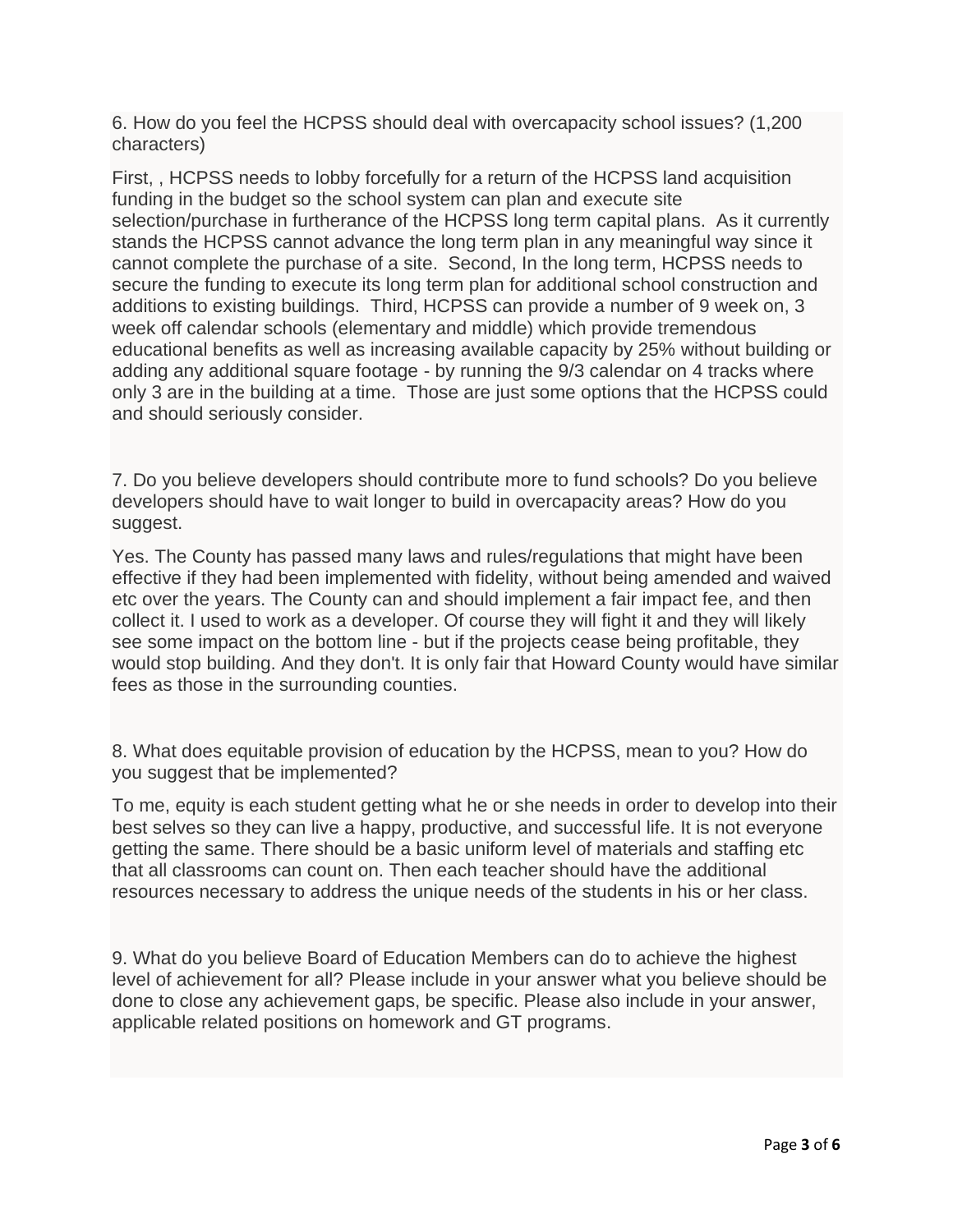6. How do you feel the HCPSS should deal with overcapacity school issues? (1,200 characters)

First, , HCPSS needs to lobby forcefully for a return of the HCPSS land acquisition funding in the budget so the school system can plan and execute site selection/purchase in furtherance of the HCPSS long term capital plans. As it currently stands the HCPSS cannot advance the long term plan in any meaningful way since it cannot complete the purchase of a site. Second, In the long term, HCPSS needs to secure the funding to execute its long term plan for additional school construction and additions to existing buildings. Third, HCPSS can provide a number of 9 week on, 3 week off calendar schools (elementary and middle) which provide tremendous educational benefits as well as increasing available capacity by 25% without building or adding any additional square footage - by running the 9/3 calendar on 4 tracks where only 3 are in the building at a time. Those are just some options that the HCPSS could and should seriously consider.

7. Do you believe developers should contribute more to fund schools? Do you believe developers should have to wait longer to build in overcapacity areas? How do you suggest.

Yes. The County has passed many laws and rules/regulations that might have been effective if they had been implemented with fidelity, without being amended and waived etc over the years. The County can and should implement a fair impact fee, and then collect it. I used to work as a developer. Of course they will fight it and they will likely see some impact on the bottom line - but if the projects cease being profitable, they would stop building. And they don't. It is only fair that Howard County would have similar fees as those in the surrounding counties.

8. What does equitable provision of education by the HCPSS, mean to you? How do you suggest that be implemented?

To me, equity is each student getting what he or she needs in order to develop into their best selves so they can live a happy, productive, and successful life. It is not everyone getting the same. There should be a basic uniform level of materials and staffing etc that all classrooms can count on. Then each teacher should have the additional resources necessary to address the unique needs of the students in his or her class.

9. What do you believe Board of Education Members can do to achieve the highest level of achievement for all? Please include in your answer what you believe should be done to close any achievement gaps, be specific. Please also include in your answer, applicable related positions on homework and GT programs.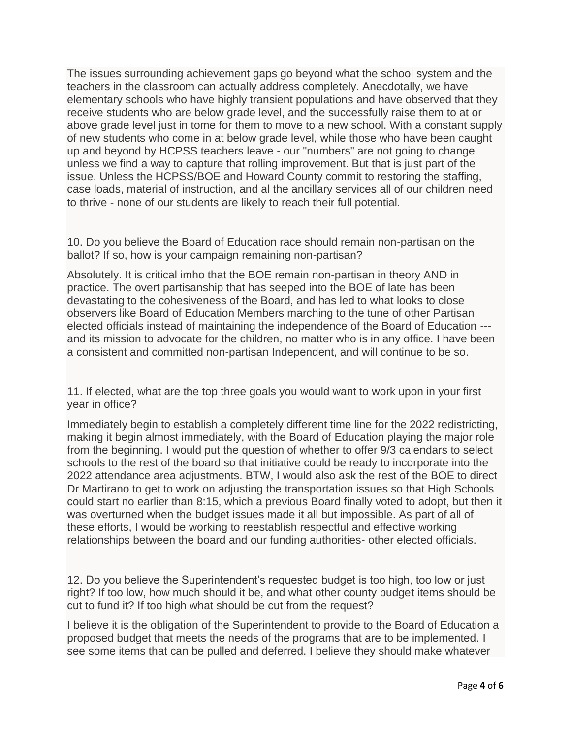The issues surrounding achievement gaps go beyond what the school system and the teachers in the classroom can actually address completely. Anecdotally, we have elementary schools who have highly transient populations and have observed that they receive students who are below grade level, and the successfully raise them to at or above grade level just in tome for them to move to a new school. With a constant supply of new students who come in at below grade level, while those who have been caught up and beyond by HCPSS teachers leave - our "numbers" are not going to change unless we find a way to capture that rolling improvement. But that is just part of the issue. Unless the HCPSS/BOE and Howard County commit to restoring the staffing, case loads, material of instruction, and al the ancillary services all of our children need to thrive - none of our students are likely to reach their full potential.

10. Do you believe the Board of Education race should remain non-partisan on the ballot? If so, how is your campaign remaining non-partisan?

Absolutely. It is critical imho that the BOE remain non-partisan in theory AND in practice. The overt partisanship that has seeped into the BOE of late has been devastating to the cohesiveness of the Board, and has led to what looks to close observers like Board of Education Members marching to the tune of other Partisan elected officials instead of maintaining the independence of the Board of Education --- and its mission to advocate for the children, no matter who is in any office. I have been a consistent and committed non-partisan Independent, and will continue to be so.

11. If elected, what are the top three goals you would want to work upon in your first year in office?

Immediately begin to establish a completely different time line for the 2022 redistricting, making it begin almost immediately, with the Board of Education playing the major role from the beginning. I would put the question of whether to offer 9/3 calendars to select schools to the rest of the board so that initiative could be ready to incorporate into the 2022 attendance area adjustments. BTW, I would also ask the rest of the BOE to direct Dr Martirano to get to work on adjusting the transportation issues so that High Schools could start no earlier than 8:15, which a previous Board finally voted to adopt, but then it was overturned when the budget issues made it all but impossible. As part of all of these efforts, I would be working to reestablish respectful and effective working relationships between the board and our funding authorities- other elected officials.

12. Do you believe the Superintendent's requested budget is too high, too low or just right? If too low, how much should it be, and what other county budget items should be cut to fund it? If too high what should be cut from the request?

I believe it is the obligation of the Superintendent to provide to the Board of Education a proposed budget that meets the needs of the programs that are to be implemented. I see some items that can be pulled and deferred. I believe they should make whatever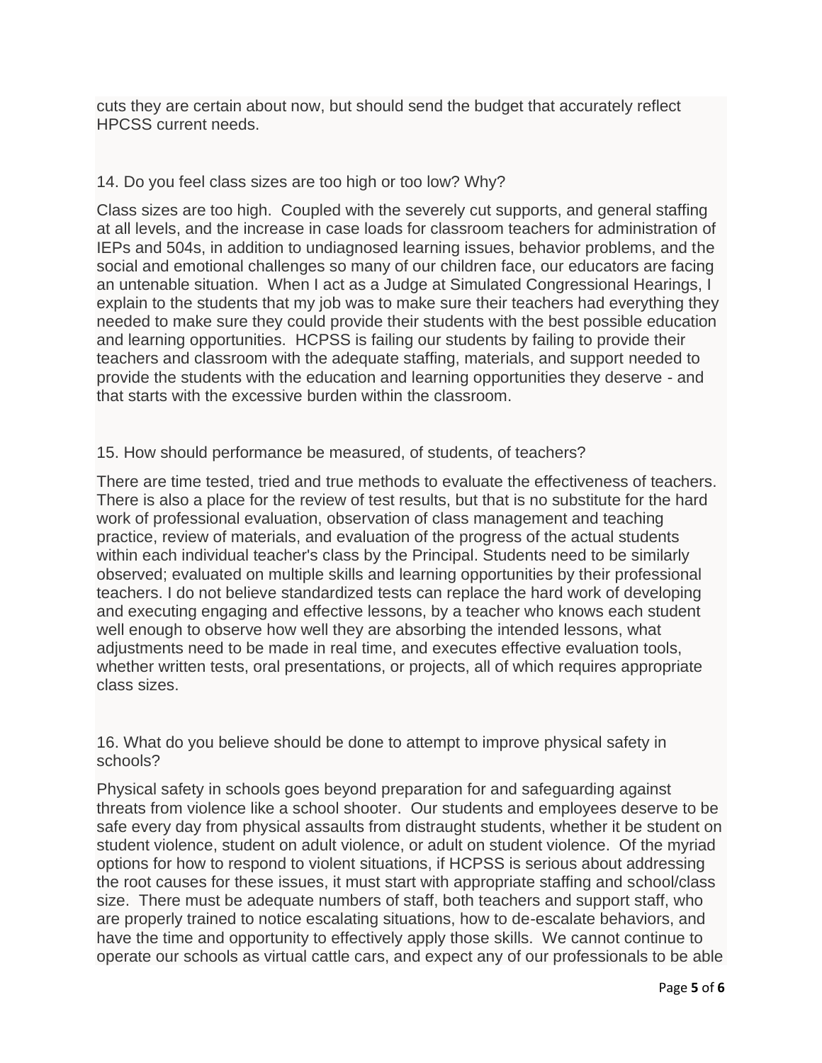cuts they are certain about now, but should send the budget that accurately reflect HPCSS current needs.

14. Do you feel class sizes are too high or too low? Why?

Class sizes are too high. Coupled with the severely cut supports, and general staffing at all levels, and the increase in case loads for classroom teachers for administration of IEPs and 504s, in addition to undiagnosed learning issues, behavior problems, and the social and emotional challenges so many of our children face, our educators are facing an untenable situation. When I act as a Judge at Simulated Congressional Hearings, I explain to the students that my job was to make sure their teachers had everything they needed to make sure they could provide their students with the best possible education and learning opportunities. HCPSS is failing our students by failing to provide their teachers and classroom with the adequate staffing, materials, and support needed to provide the students with the education and learning opportunities they deserve - and that starts with the excessive burden within the classroom.

15. How should performance be measured, of students, of teachers?

There are time tested, tried and true methods to evaluate the effectiveness of teachers. There is also a place for the review of test results, but that is no substitute for the hard work of professional evaluation, observation of class management and teaching practice, review of materials, and evaluation of the progress of the actual students within each individual teacher's class by the Principal. Students need to be similarly observed; evaluated on multiple skills and learning opportunities by their professional teachers. I do not believe standardized tests can replace the hard work of developing and executing engaging and effective lessons, by a teacher who knows each student well enough to observe how well they are absorbing the intended lessons, what adjustments need to be made in real time, and executes effective evaluation tools, whether written tests, oral presentations, or projects, all of which requires appropriate class sizes.

16. What do you believe should be done to attempt to improve physical safety in schools?

Physical safety in schools goes beyond preparation for and safeguarding against threats from violence like a school shooter. Our students and employees deserve to be safe every day from physical assaults from distraught students, whether it be student on student violence, student on adult violence, or adult on student violence. Of the myriad options for how to respond to violent situations, if HCPSS is serious about addressing the root causes for these issues, it must start with appropriate staffing and school/class size. There must be adequate numbers of staff, both teachers and support staff, who are properly trained to notice escalating situations, how to de-escalate behaviors, and have the time and opportunity to effectively apply those skills. We cannot continue to operate our schools as virtual cattle cars, and expect any of our professionals to be able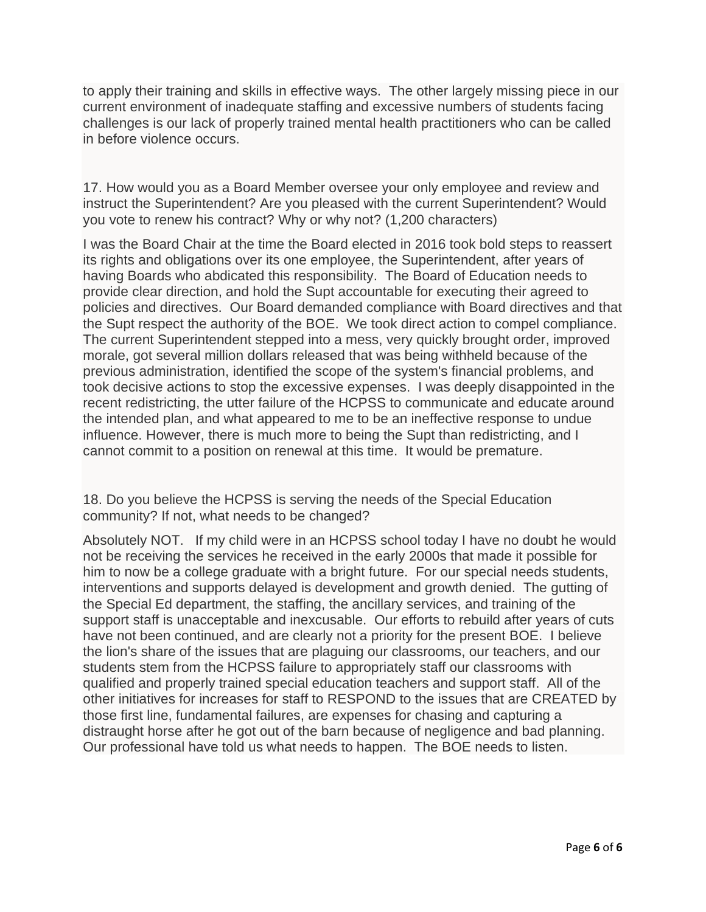to apply their training and skills in effective ways.  The other largely missing piece in our current environment of inadequate staffing and excessive numbers of students facing challenges is our lack of properly trained mental health practitioners who can be called in before violence occurs.

17. How would you as a Board Member oversee your only employee and review and instruct the Superintendent? Are you pleased with the current Superintendent? Would you vote to renew his contract? Why or why not? (1,200 characters)

I was the Board Chair at the time the Board elected in 2016 took bold steps to reassert its rights and obligations over its one employee, the Superintendent, after years of having Boards who abdicated this responsibility.  The Board of Education needs to provide clear direction, and hold the Supt accountable for executing their agreed to policies and directives.  Our Board demanded compliance with Board directives and that the Supt respect the authority of the BOE.  We took direct action to compel compliance. The current Superintendent stepped into a mess, very quickly brought order, improved morale, got several million dollars released that was being withheld because of the previous administration, identified the scope of the system's financial problems, and took decisive actions to stop the excessive expenses.  I was deeply disappointed in the recent redistricting, the utter failure of the HCPSS to communicate and educate around the intended plan, and what appeared to me to be an ineffective response to undue influence. However, there is much more to being the Supt than redistricting, and I cannot commit to a position on renewal at this time.  It would be premature.

18. Do you believe the HCPSS is serving the needs of the Special Education community? If not, what needs to be changed?

Absolutely NOT.   If my child were in an HCPSS school today I have no doubt he would not be receiving the services he received in the early 2000s that made it possible for him to now be a college graduate with a bright future.  For our special needs students, interventions and supports delayed is development and growth denied.  The gutting of the Special Ed department, the staffing, the ancillary services, and training of the support staff is unacceptable and inexcusable.  Our efforts to rebuild after years of cuts have not been continued, and are clearly not a priority for the present BOE.  I believe the lion's share of the issues that are plaguing our classrooms, our teachers, and our students stem from the HCPSS failure to appropriately staff our classrooms with qualified and properly trained special education teachers and support staff.  All of the other initiatives for increases for staff to RESPOND to the issues that are CREATED by those first line, fundamental failures, are expenses for chasing and capturing a distraught horse after he got out of the barn because of negligence and bad planning. Our professional have told us what needs to happen.  The BOE needs to listen.